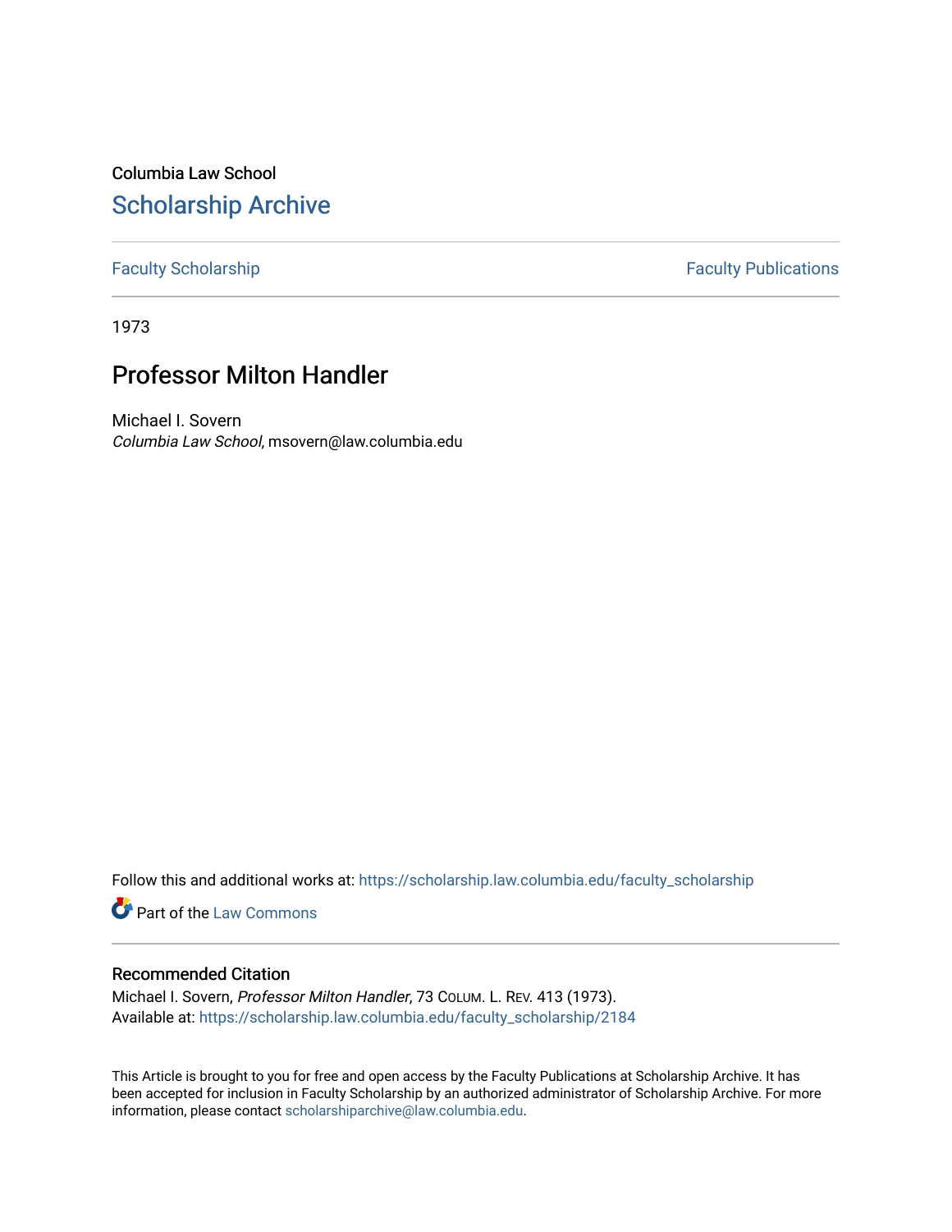Columbia Law School

# Scholarship Archive

Faculty Scholarship | Faculty Publications

1973

## Professor Milton Handler

Michael I. Sovern
*Columbia Law School*, msovern@law.columbia.edu

Follow this and additional works at: https://scholarship.law.columbia.edu/faculty_scholarship

Part of the Law Commons

### Recommended Citation

Michael I. Sovern, *Professor Milton Handler*, 73 COLUM. L. REV. 413 (1973).
Available at: https://scholarship.law.columbia.edu/faculty_scholarship/2184

This Article is brought to you for free and open access by the Faculty Publications at Scholarship Archive. It has been accepted for inclusion in Faculty Scholarship by an authorized administrator of Scholarship Archive. For more information, please contact scholarshiparchive@law.columbia.edu.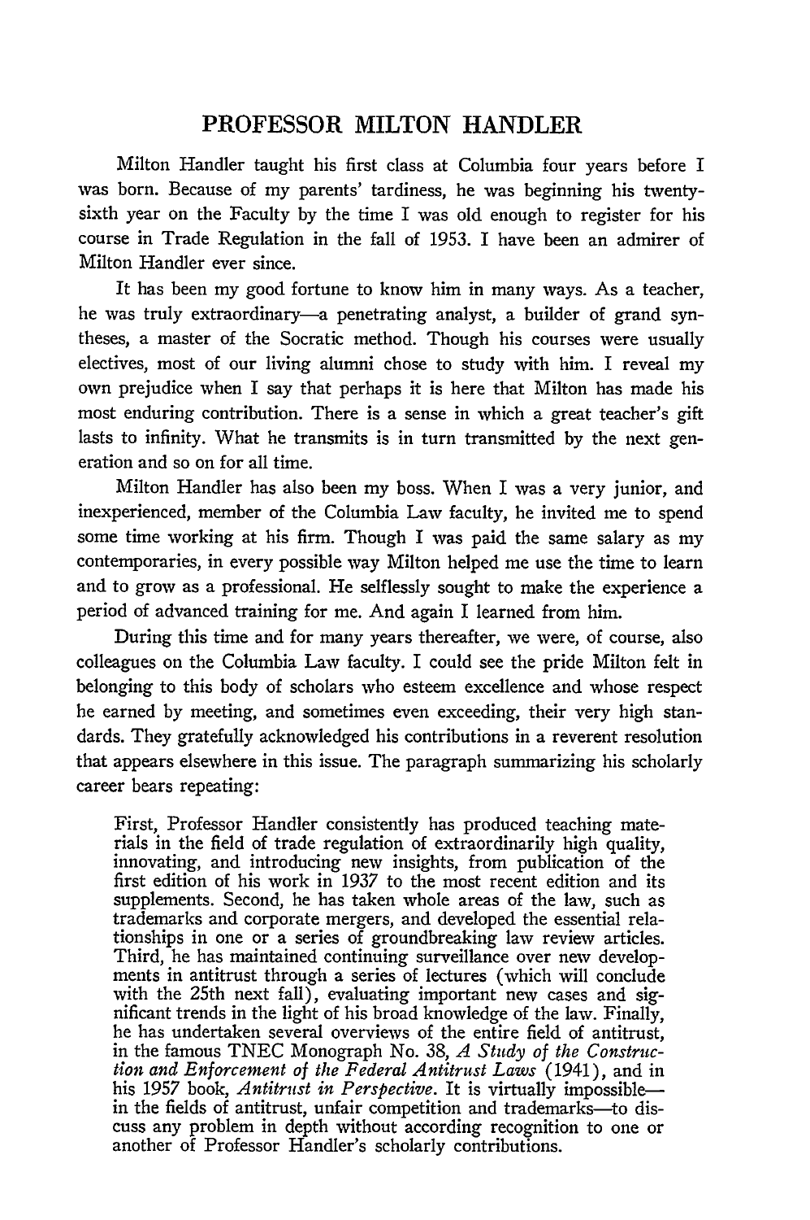## PROFESSOR MILTON HANDLER

Milton Handler taught his first class at Columbia four years before I was born. Because of my parents' tardiness, he was beginning his twenty-sixth year on the Faculty by the time I was old enough to register for his course in Trade Regulation in the fall of 1953. I have been an admirer of Milton Handler ever since.

It has been my good fortune to know him in many ways. As a teacher, he was truly extraordinary—a penetrating analyst, a builder of grand syntheses, a master of the Socratic method. Though his courses were usually electives, most of our living alumni chose to study with him. I reveal my own prejudice when I say that perhaps it is here that Milton has made his most enduring contribution. There is a sense in which a great teacher's gift lasts to infinity. What he transmits is in turn transmitted by the next generation and so on for all time.

Milton Handler has also been my boss. When I was a very junior, and inexperienced, member of the Columbia Law faculty, he invited me to spend some time working at his firm. Though I was paid the same salary as my contemporaries, in every possible way Milton helped me use the time to learn and to grow as a professional. He selflessly sought to make the experience a period of advanced training for me. And again I learned from him.

During this time and for many years thereafter, we were, of course, also colleagues on the Columbia Law faculty. I could see the pride Milton felt in belonging to this body of scholars who esteem excellence and whose respect he earned by meeting, and sometimes even exceeding, their very high standards. They gratefully acknowledged his contributions in a reverent resolution that appears elsewhere in this issue. The paragraph summarizing his scholarly career bears repeating:

> First, Professor Handler consistently has produced teaching materials in the field of trade regulation of extraordinarily high quality, innovating, and introducing new insights, from publication of the first edition of his work in 1937 to the most recent edition and its supplements. Second, he has taken whole areas of the law, such as trademarks and corporate mergers, and developed the essential relationships in one or a series of groundbreaking law review articles. Third, he has maintained continuing surveillance over new developments in antitrust through a series of lectures (which will conclude with the 25th next fall), evaluating important new cases and significant trends in the light of his broad knowledge of the law. Finally, he has undertaken several overviews of the entire field of antitrust, in the famous TNEC Monograph No. 38, *A Study of the Construction and Enforcement of the Federal Antitrust Laws* (1941), and in his 1957 book, *Antitrust in Perspective*. It is virtually impossible—in the fields of antitrust, unfair competition and trademarks—to discuss any problem in depth without according recognition to one or another of Professor Handler's scholarly contributions.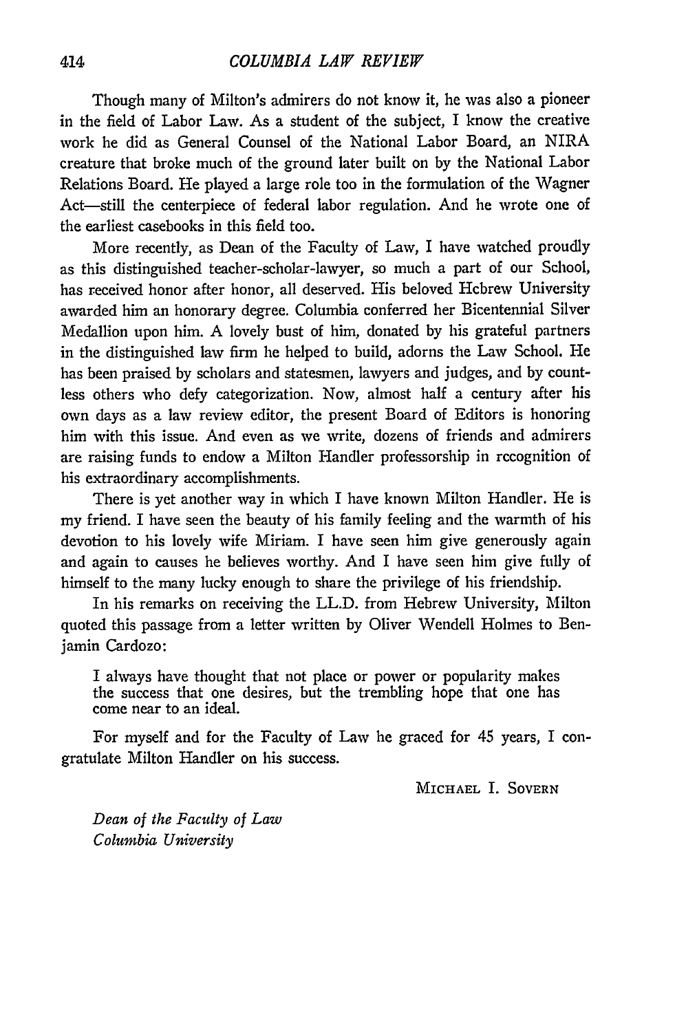Though many of Milton's admirers do not know it, he was also a pioneer in the field of Labor Law. As a student of the subject, I know the creative work he did as General Counsel of the National Labor Board, an NIRA creature that broke much of the ground later built on by the National Labor Relations Board. He played a large role too in the formulation of the Wagner Act—still the centerpiece of federal labor regulation. And he wrote one of the earliest casebooks in this field too.

More recently, as Dean of the Faculty of Law, I have watched proudly as this distinguished teacher-scholar-lawyer, so much a part of our School, has received honor after honor, all deserved. His beloved Hebrew University awarded him an honorary degree. Columbia conferred her Bicentennial Silver Medallion upon him. A lovely bust of him, donated by his grateful partners in the distinguished law firm he helped to build, adorns the Law School. He has been praised by scholars and statesmen, lawyers and judges, and by countless others who defy categorization. Now, almost half a century after his own days as a law review editor, the present Board of Editors is honoring him with this issue. And even as we write, dozens of friends and admirers are raising funds to endow a Milton Handler professorship in recognition of his extraordinary accomplishments.

There is yet another way in which I have known Milton Handler. He is my friend. I have seen the beauty of his family feeling and the warmth of his devotion to his lovely wife Miriam. I have seen him give generously again and again to causes he believes worthy. And I have seen him give fully of himself to the many lucky enough to share the privilege of his friendship.

In his remarks on receiving the LL.D. from Hebrew University, Milton quoted this passage from a letter written by Oliver Wendell Holmes to Benjamin Cardozo:

> I always have thought that not place or power or popularity makes the success that one desires, but the trembling hope that one has come near to an ideal.

For myself and for the Faculty of Law he graced for 45 years, I congratulate Milton Handler on his success.

MICHAEL I. SOVERN

*Dean of the Faculty of Law*
*Columbia University*